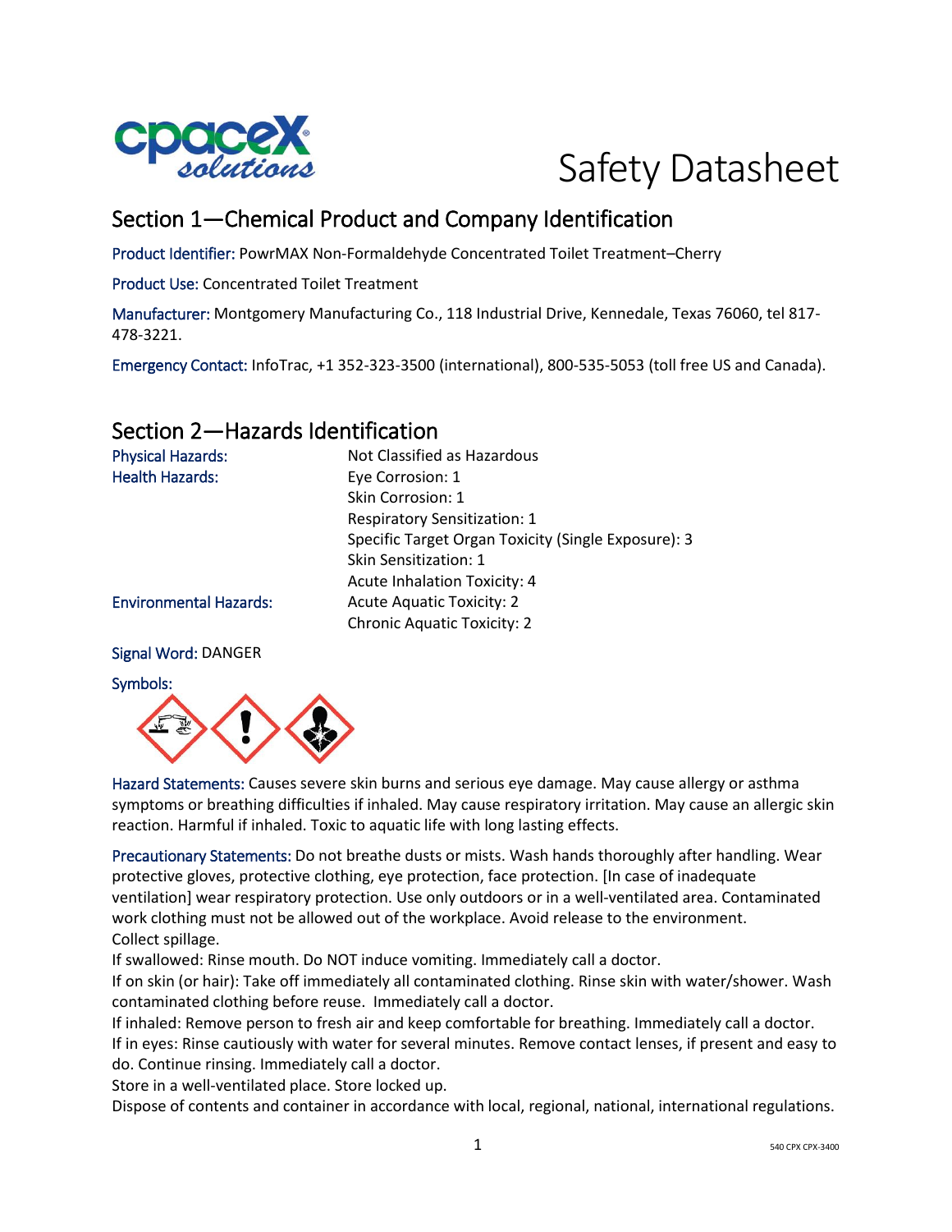# Safety Datasheet

## Section 1—Chemical Product and Company Identification

Product Identifier: PowrMAX Non-Formaldehyde Concentrated Toilet Treatment–Cherry

Product Use: Concentrated Toilet Treatment

Manufacturer: Montgomery Manufacturing Co., 118 Industrial Drive, Kennedale, Texas 76060, tel 817-478-3221.

Emergency Contact: InfoTrac, +1 352-323-3500 (international), 800-535-5053 (toll free US and Canada).

## Section 2—Hazards Identification

| | |
|---|---|
| Physical Hazards: | Not Classified as Hazardous |
| Health Hazards: | Eye Corrosion: 1 |
| | Skin Corrosion: 1 |
| | Respiratory Sensitization: 1 |
| | Specific Target Organ Toxicity (Single Exposure): 3 |
| | Skin Sensitization: 1 |
| | Acute Inhalation Toxicity: 4 |
| Environmental Hazards: | Acute Aquatic Toxicity: 2 |
| | Chronic Aquatic Toxicity: 2 |

Signal Word: DANGER

Symbols:

Hazard Statements: Causes severe skin burns and serious eye damage. May cause allergy or asthma symptoms or breathing difficulties if inhaled. May cause respiratory irritation. May cause an allergic skin reaction. Harmful if inhaled. Toxic to aquatic life with long lasting effects.

Precautionary Statements: Do not breathe dusts or mists. Wash hands thoroughly after handling. Wear protective gloves, protective clothing, eye protection, face protection. [In case of inadequate ventilation] wear respiratory protection. Use only outdoors or in a well-ventilated area. Contaminated work clothing must not be allowed out of the workplace. Avoid release to the environment.
Collect spillage.
If swallowed: Rinse mouth. Do NOT induce vomiting. Immediately call a doctor.
If on skin (or hair): Take off immediately all contaminated clothing. Rinse skin with water/shower. Wash contaminated clothing before reuse. Immediately call a doctor.
If inhaled: Remove person to fresh air and keep comfortable for breathing. Immediately call a doctor.
If in eyes: Rinse cautiously with water for several minutes. Remove contact lenses, if present and easy to do. Continue rinsing. Immediately call a doctor.
Store in a well-ventilated place. Store locked up.
Dispose of contents and container in accordance with local, regional, national, international regulations.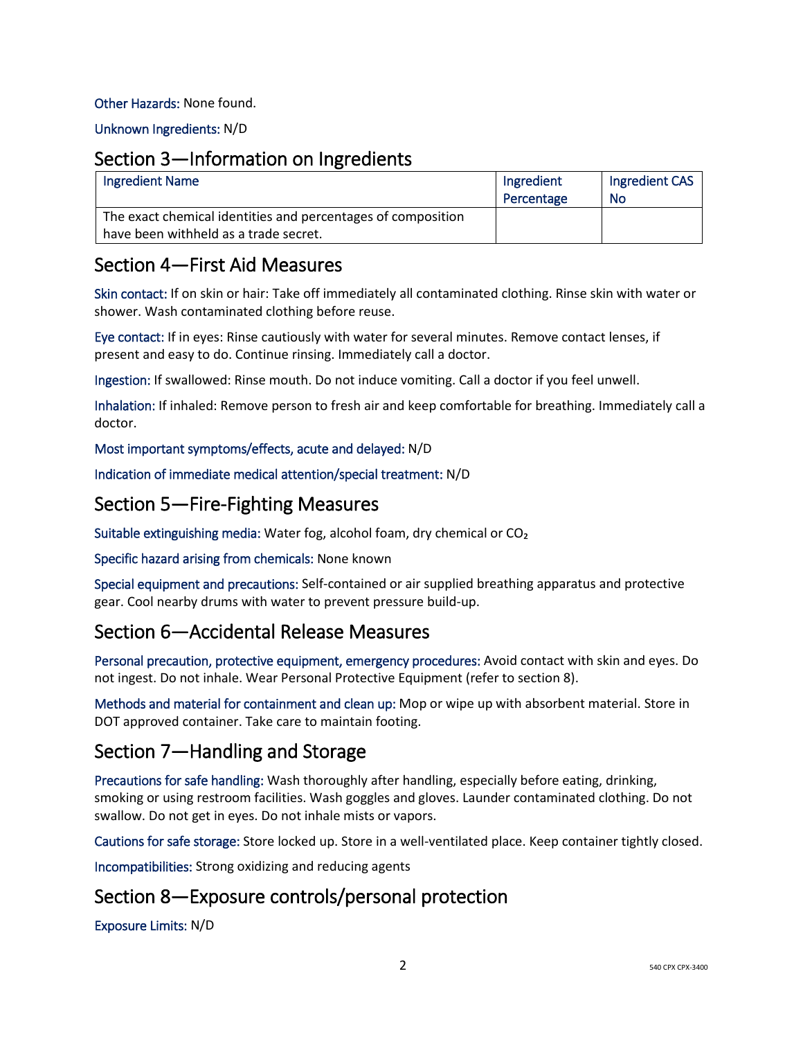**Other Hazards:** None found.

**Unknown Ingredients:** N/D

## Section 3—Information on Ingredients

| Ingredient Name | Ingredient Percentage | Ingredient CAS No |
|---|---|---|
| The exact chemical identities and percentages of composition have been withheld as a trade secret. | | |

## Section 4—First Aid Measures

**Skin contact:** If on skin or hair: Take off immediately all contaminated clothing. Rinse skin with water or shower. Wash contaminated clothing before reuse.

**Eye contact:** If in eyes: Rinse cautiously with water for several minutes. Remove contact lenses, if present and easy to do. Continue rinsing. Immediately call a doctor.

**Ingestion:** If swallowed: Rinse mouth. Do not induce vomiting. Call a doctor if you feel unwell.

**Inhalation:** If inhaled: Remove person to fresh air and keep comfortable for breathing. Immediately call a doctor.

**Most important symptoms/effects, acute and delayed:** N/D

**Indication of immediate medical attention/special treatment:** N/D

## Section 5—Fire-Fighting Measures

**Suitable extinguishing media:** Water fog, alcohol foam, dry chemical or $CO_2$

**Specific hazard arising from chemicals:** None known

**Special equipment and precautions:** Self-contained or air supplied breathing apparatus and protective gear. Cool nearby drums with water to prevent pressure build-up.

## Section 6—Accidental Release Measures

**Personal precaution, protective equipment, emergency procedures:** Avoid contact with skin and eyes. Do not ingest. Do not inhale. Wear Personal Protective Equipment (refer to section 8).

**Methods and material for containment and clean up:** Mop or wipe up with absorbent material. Store in DOT approved container. Take care to maintain footing.

## Section 7—Handling and Storage

**Precautions for safe handling:** Wash thoroughly after handling, especially before eating, drinking, smoking or using restroom facilities. Wash goggles and gloves. Launder contaminated clothing. Do not swallow. Do not get in eyes. Do not inhale mists or vapors.

**Cautions for safe storage:** Store locked up. Store in a well-ventilated place. Keep container tightly closed.

**Incompatibilities:** Strong oxidizing and reducing agents

## Section 8—Exposure controls/personal protection

**Exposure Limits:** N/D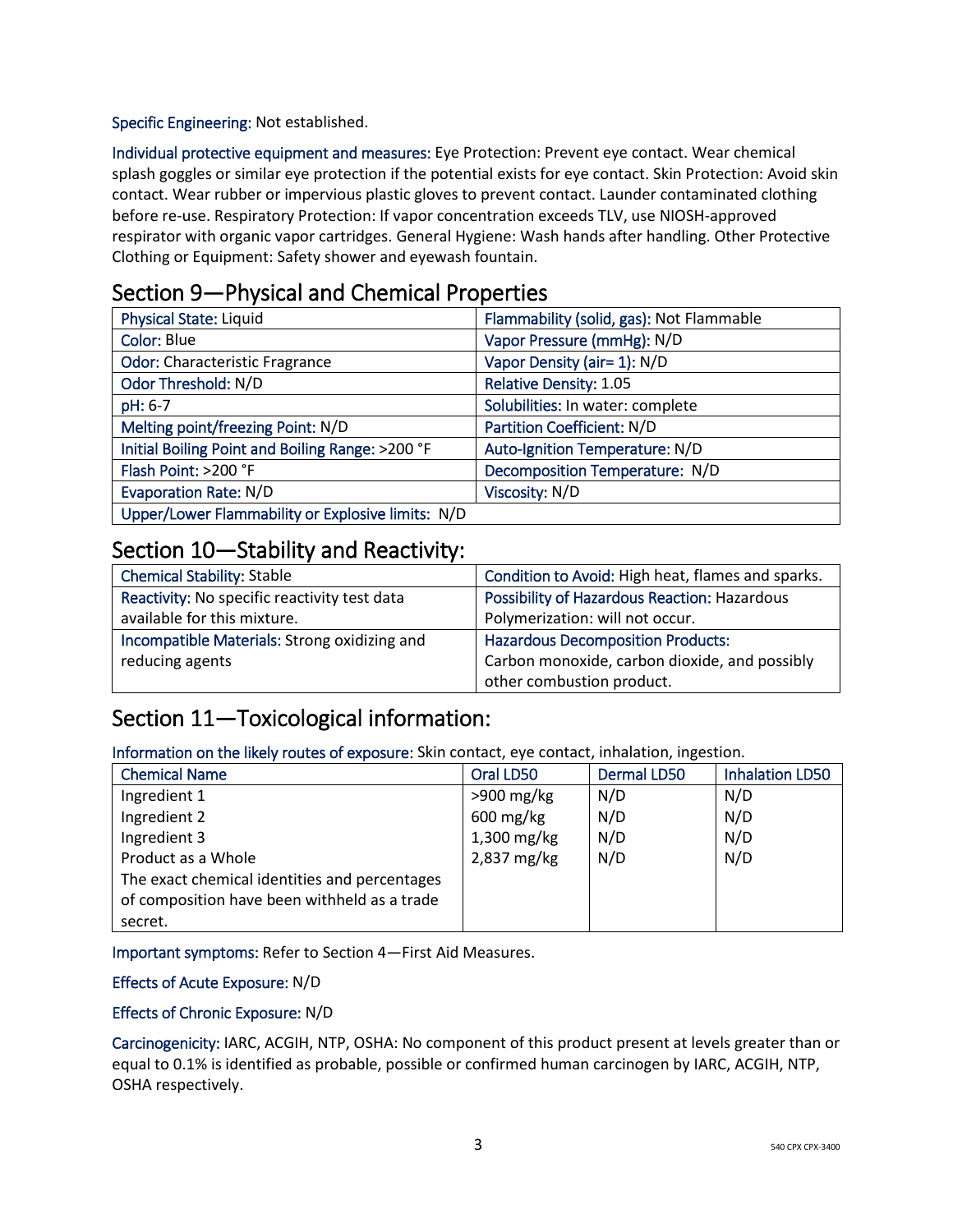Specific Engineering: Not established.

Individual protective equipment and measures: Eye Protection: Prevent eye contact. Wear chemical splash goggles or similar eye protection if the potential exists for eye contact. Skin Protection: Avoid skin contact. Wear rubber or impervious plastic gloves to prevent contact. Launder contaminated clothing before re-use. Respiratory Protection: If vapor concentration exceeds TLV, use NIOSH-approved respirator with organic vapor cartridges. General Hygiene: Wash hands after handling. Other Protective Clothing or Equipment: Safety shower and eyewash fountain.

## Section 9—Physical and Chemical Properties

| | |
|---|---|
| Physical State: Liquid | Flammability (solid, gas): Not Flammable |
| Color: Blue | Vapor Pressure (mmHg): N/D |
| Odor: Characteristic Fragrance | Vapor Density (air= 1): N/D |
| Odor Threshold: N/D | Relative Density: 1.05 |
| pH: 6-7 | Solubilities: In water: complete |
| Melting point/freezing Point: N/D | Partition Coefficient: N/D |
| Initial Boiling Point and Boiling Range: >200 °F | Auto-Ignition Temperature: N/D |
| Flash Point: >200 °F | Decomposition Temperature: N/D |
| Evaporation Rate: N/D | Viscosity: N/D |
| Upper/Lower Flammability or Explosive limits: N/D | |

## Section 10—Stability and Reactivity:

| | |
|---|---|
| Chemical Stability: Stable | Condition to Avoid: High heat, flames and sparks. |
| Reactivity: No specific reactivity test data available for this mixture. | Possibility of Hazardous Reaction: Hazardous Polymerization: will not occur. |
| Incompatible Materials: Strong oxidizing and reducing agents | Hazardous Decomposition Products: Carbon monoxide, carbon dioxide, and possibly other combustion product. |

## Section 11—Toxicological information:

Information on the likely routes of exposure: Skin contact, eye contact, inhalation, ingestion.

| Chemical Name | Oral LD50 | Dermal LD50 | Inhalation LD50 |
|---|---|---|---|
| Ingredient 1 | >900 mg/kg | N/D | N/D |
| Ingredient 2 | 600 mg/kg | N/D | N/D |
| Ingredient 3 | 1,300 mg/kg | N/D | N/D |
| Product as a Whole | 2,837 mg/kg | N/D | N/D |
| The exact chemical identities and percentages of composition have been withheld as a trade secret. | | | |

Important symptoms: Refer to Section 4—First Aid Measures.

Effects of Acute Exposure: N/D

Effects of Chronic Exposure: N/D

Carcinogenicity: IARC, ACGIH, NTP, OSHA: No component of this product present at levels greater than or equal to 0.1% is identified as probable, possible or confirmed human carcinogen by IARC, ACGIH, NTP, OSHA respectively.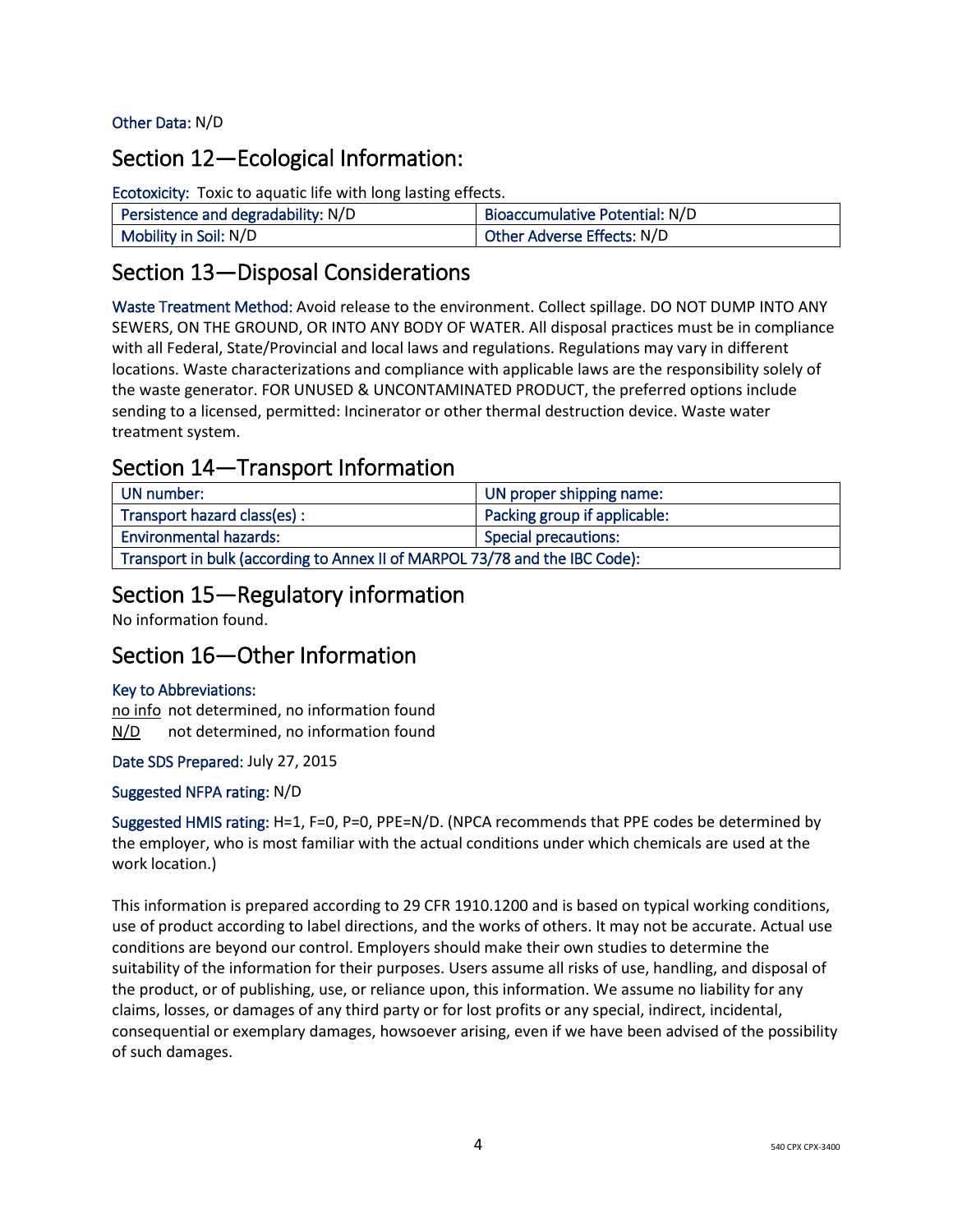Other Data: N/D

## Section 12—Ecological Information:

Ecotoxicity: Toxic to aquatic life with long lasting effects.

| | |
|---|---|
| Persistence and degradability: N/D | Bioaccumulative Potential: N/D |
| Mobility in Soil: N/D | Other Adverse Effects: N/D |

## Section 13—Disposal Considerations

Waste Treatment Method: Avoid release to the environment. Collect spillage. DO NOT DUMP INTO ANY SEWERS, ON THE GROUND, OR INTO ANY BODY OF WATER. All disposal practices must be in compliance with all Federal, State/Provincial and local laws and regulations. Regulations may vary in different locations. Waste characterizations and compliance with applicable laws are the responsibility solely of the waste generator. FOR UNUSED & UNCONTAMINATED PRODUCT, the preferred options include sending to a licensed, permitted: Incinerator or other thermal destruction device. Waste water treatment system.

## Section 14—Transport Information

| | |
|---|---|
| UN number: | UN proper shipping name: |
| Transport hazard class(es) : | Packing group if applicable: |
| Environmental hazards: | Special precautions: |
| Transport in bulk (according to Annex II of MARPOL 73/78 and the IBC Code): | |

## Section 15—Regulatory information

No information found.

## Section 16—Other Information

Key to Abbreviations:

no info not determined, no information found
N/D not determined, no information found

Date SDS Prepared: July 27, 2015

Suggested NFPA rating: N/D

Suggested HMIS rating: H=1, F=0, P=0, PPE=N/D. (NPCA recommends that PPE codes be determined by the employer, who is most familiar with the actual conditions under which chemicals are used at the work location.)

This information is prepared according to 29 CFR 1910.1200 and is based on typical working conditions, use of product according to label directions, and the works of others. It may not be accurate. Actual use conditions are beyond our control. Employers should make their own studies to determine the suitability of the information for their purposes. Users assume all risks of use, handling, and disposal of the product, or of publishing, use, or reliance upon, this information. We assume no liability for any claims, losses, or damages of any third party or for lost profits or any special, indirect, incidental, consequential or exemplary damages, howsoever arising, even if we have been advised of the possibility of such damages.